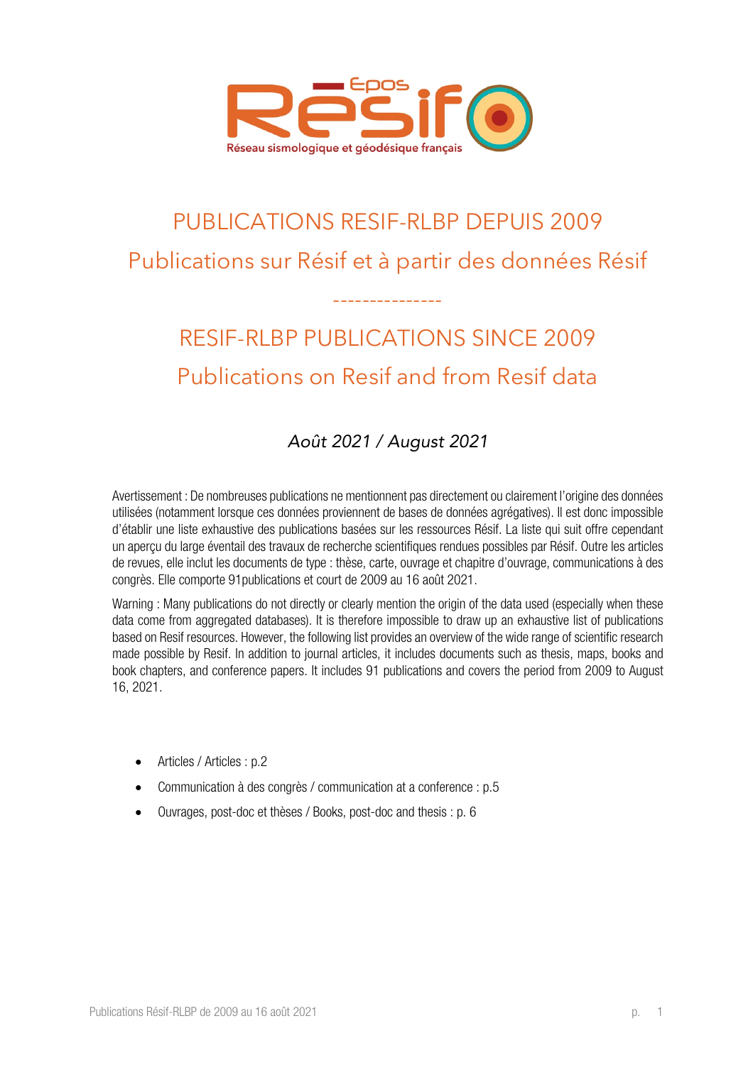# PUBLICATIONS RESIF-RLBP DEPUIS 2009

## Publications sur Résif et à partir des données Résif

---------------

# RESIF-RLBP PUBLICATIONS SINCE 2009

## Publications on Resif and from Resif data

*Août 2021 / August 2021*

Avertissement : De nombreuses publications ne mentionnent pas directement ou clairement l'origine des données utilisées (notamment lorsque ces données proviennent de bases de données agrégatives). Il est donc impossible d'établir une liste exhaustive des publications basées sur les ressources Résif. La liste qui suit offre cependant un aperçu du large éventail des travaux de recherche scientifiques rendues possibles par Résif. Outre les articles de revues, elle inclut les documents de type : thèse, carte, ouvrage et chapitre d'ouvrage, communications à des congrès. Elle comporte 91publications et court de 2009 au 16 août 2021.

Warning : Many publications do not directly or clearly mention the origin of the data used (especially when these data come from aggregated databases). It is therefore impossible to draw up an exhaustive list of publications based on Resif resources. However, the following list provides an overview of the wide range of scientific research made possible by Resif. In addition to journal articles, it includes documents such as thesis, maps, books and book chapters, and conference papers. It includes 91 publications and covers the period from 2009 to August 16, 2021.

- Articles / Articles : p.2
- Communication à des congrès / communication at a conference : p.5
- Ouvrages, post-doc et thèses / Books, post-doc and thesis : p. 6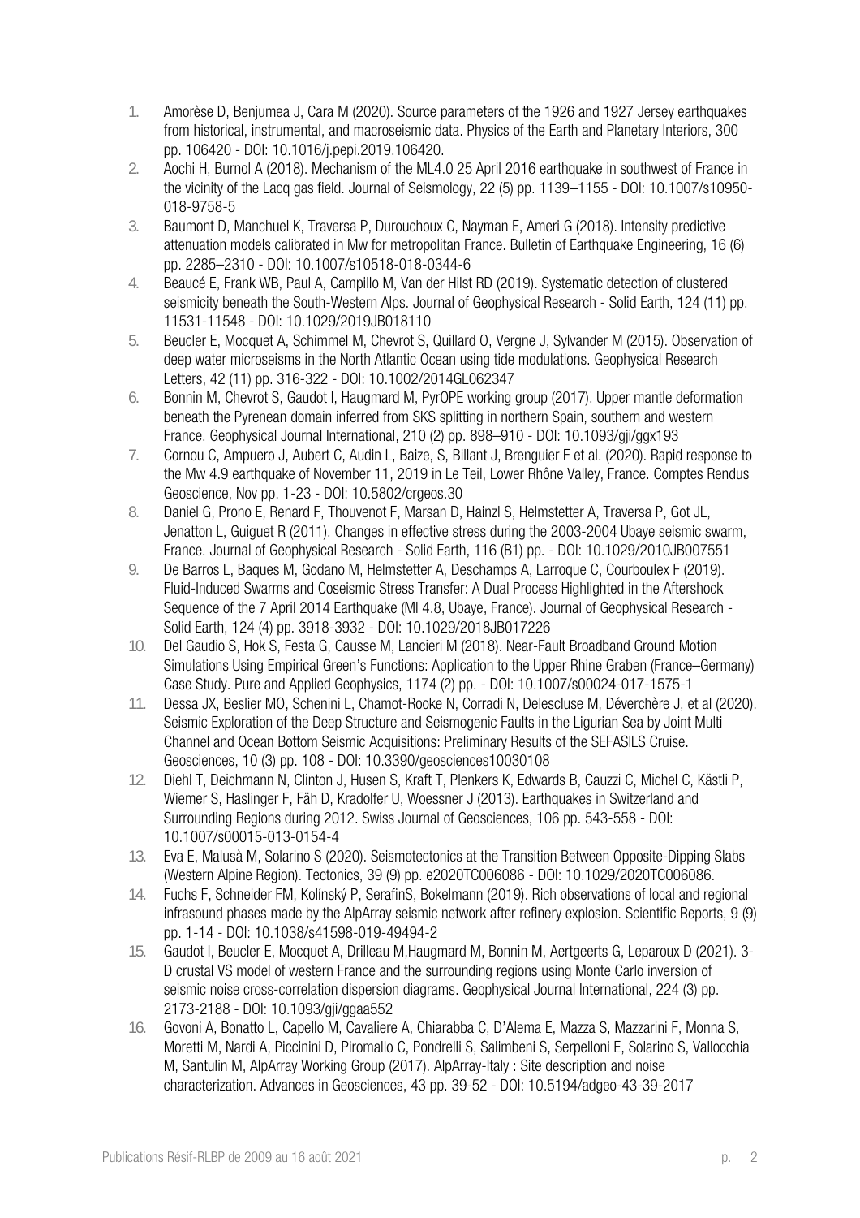1. Amorèse D, Benjumea J, Cara M (2020). Source parameters of the 1926 and 1927 Jersey earthquakes from historical, instrumental, and macroseismic data. Physics of the Earth and Planetary Interiors, 300 pp. 106420 - DOI: 10.1016/j.pepi.2019.106420.
2. Aochi H, Burnol A (2018). Mechanism of the ML4.0 25 April 2016 earthquake in southwest of France in the vicinity of the Lacq gas field. Journal of Seismology, 22 (5) pp. 1139–1155 - DOI: 10.1007/s10950-018-9758-5
3. Baumont D, Manchuel K, Traversa P, Durouchoux C, Nayman E, Ameri G (2018). Intensity predictive attenuation models calibrated in Mw for metropolitan France. Bulletin of Earthquake Engineering, 16 (6) pp. 2285–2310 - DOI: 10.1007/s10518-018-0344-6
4. Beaucé E, Frank WB, Paul A, Campillo M, Van der Hilst RD (2019). Systematic detection of clustered seismicity beneath the South-Western Alps. Journal of Geophysical Research - Solid Earth, 124 (11) pp. 11531-11548 - DOI: 10.1029/2019JB018110
5. Beucler E, Mocquet A, Schimmel M, Chevrot S, Quillard O, Vergne J, Sylvander M (2015). Observation of deep water microseisms in the North Atlantic Ocean using tide modulations. Geophysical Research Letters, 42 (11) pp. 316-322 - DOI: 10.1002/2014GL062347
6. Bonnin M, Chevrot S, Gaudot I, Haugmard M, PyrOPE working group (2017). Upper mantle deformation beneath the Pyrenean domain inferred from SKS splitting in northern Spain, southern and western France. Geophysical Journal International, 210 (2) pp. 898–910 - DOI: 10.1093/gji/ggx193
7. Cornou C, Ampuero J, Aubert C, Audin L, Baize, S, Billant J, Brenguier F et al. (2020). Rapid response to the Mw 4.9 earthquake of November 11, 2019 in Le Teil, Lower Rhône Valley, France. Comptes Rendus Geoscience, Nov pp. 1-23 - DOI: 10.5802/crgeos.30
8. Daniel G, Prono E, Renard F, Thouvenot F, Marsan D, Hainzl S, Helmstetter A, Traversa P, Got JL, Jenatton L, Guiguet R (2011). Changes in effective stress during the 2003-2004 Ubaye seismic swarm, France. Journal of Geophysical Research - Solid Earth, 116 (B1) pp. - DOI: 10.1029/2010JB007551
9. De Barros L, Baques M, Godano M, Helmstetter A, Deschamps A, Larroque C, Courboulex F (2019). Fluid-Induced Swarms and Coseismic Stress Transfer: A Dual Process Highlighted in the Aftershock Sequence of the 7 April 2014 Earthquake (Ml 4.8, Ubaye, France). Journal of Geophysical Research - Solid Earth, 124 (4) pp. 3918-3932 - DOI: 10.1029/2018JB017226
10. Del Gaudio S, Hok S, Festa G, Causse M, Lancieri M (2018). Near-Fault Broadband Ground Motion Simulations Using Empirical Green's Functions: Application to the Upper Rhine Graben (France–Germany) Case Study. Pure and Applied Geophysics, 1174 (2) pp. - DOI: 10.1007/s00024-017-1575-1
11. Dessa JX, Beslier MO, Schenini L, Chamot-Rooke N, Corradi N, Delescluse M, Déverchère J, et al (2020). Seismic Exploration of the Deep Structure and Seismogenic Faults in the Ligurian Sea by Joint Multi Channel and Ocean Bottom Seismic Acquisitions: Preliminary Results of the SEFASILS Cruise. Geosciences, 10 (3) pp. 108 - DOI: 10.3390/geosciences10030108
12. Diehl T, Deichmann N, Clinton J, Husen S, Kraft T, Plenkers K, Edwards B, Cauzzi C, Michel C, Kästli P, Wiemer S, Haslinger F, Fäh D, Kradolfer U, Woessner J (2013). Earthquakes in Switzerland and Surrounding Regions during 2012. Swiss Journal of Geosciences, 106 pp. 543-558 - DOI: 10.1007/s00015-013-0154-4
13. Eva E, Malusà M, Solarino S (2020). Seismotectonics at the Transition Between Opposite-Dipping Slabs (Western Alpine Region). Tectonics, 39 (9) pp. e2020TC006086 - DOI: 10.1029/2020TC006086.
14. Fuchs F, Schneider FM, Kolínský P, SerafinS, Bokelmann (2019). Rich observations of local and regional infrasound phases made by the AlpArray seismic network after refinery explosion. Scientific Reports, 9 (9) pp. 1-14 - DOI: 10.1038/s41598-019-49494-2
15. Gaudot I, Beucler E, Mocquet A, Drilleau M,Haugmard M, Bonnin M, Aertgeerts G, Leparoux D (2021). 3-D crustal VS model of western France and the surrounding regions using Monte Carlo inversion of seismic noise cross-correlation dispersion diagrams. Geophysical Journal International, 224 (3) pp. 2173-2188 - DOI: 10.1093/gji/ggaa552
16. Govoni A, Bonatto L, Capello M, Cavaliere A, Chiarabba C, D'Alema E, Mazza S, Mazzarini F, Monna S, Moretti M, Nardi A, Piccinini D, Piromallo C, Pondrelli S, Salimbeni S, Serpelloni E, Solarino S, Vallocchia M, Santulin M, AlpArray Working Group (2017). AlpArray-Italy : Site description and noise characterization. Advances in Geosciences, 43 pp. 39-52 - DOI: 10.5194/adgeo-43-39-2017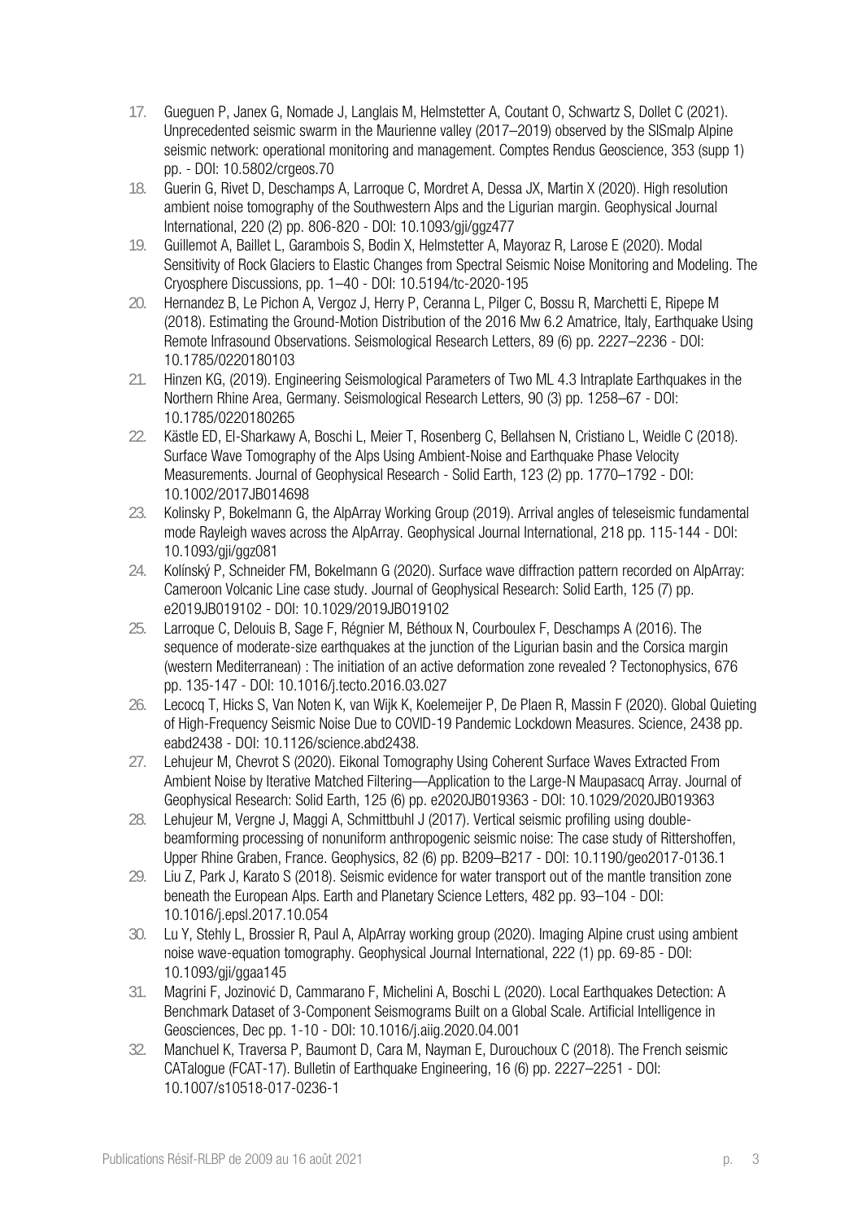17. Gueguen P, Janex G, Nomade J, Langlais M, Helmstetter A, Coutant O, Schwartz S, Dollet C (2021). Unprecedented seismic swarm in the Maurienne valley (2017–2019) observed by the SISmalp Alpine seismic network: operational monitoring and management. Comptes Rendus Geoscience, 353 (supp 1) pp. - DOI: 10.5802/crgeos.70
18. Guerin G, Rivet D, Deschamps A, Larroque C, Mordret A, Dessa JX, Martin X (2020). High resolution ambient noise tomography of the Southwestern Alps and the Ligurian margin. Geophysical Journal International, 220 (2) pp. 806-820 - DOI: 10.1093/gji/ggz477
19. Guillemot A, Baillet L, Garambois S, Bodin X, Helmstetter A, Mayoraz R, Larose E (2020). Modal Sensitivity of Rock Glaciers to Elastic Changes from Spectral Seismic Noise Monitoring and Modeling. The Cryosphere Discussions, pp. 1–40 - DOI: 10.5194/tc-2020-195
20. Hernandez B, Le Pichon A, Vergoz J, Herry P, Ceranna L, Pilger C, Bossu R, Marchetti E, Ripepe M (2018). Estimating the Ground-Motion Distribution of the 2016 Mw 6.2 Amatrice, Italy, Earthquake Using Remote Infrasound Observations. Seismological Research Letters, 89 (6) pp. 2227–2236 - DOI: 10.1785/0220180103
21. Hinzen KG, (2019). Engineering Seismological Parameters of Two ML 4.3 Intraplate Earthquakes in the Northern Rhine Area, Germany. Seismological Research Letters, 90 (3) pp. 1258–67 - DOI: 10.1785/0220180265
22. Kästle ED, El-Sharkawy A, Boschi L, Meier T, Rosenberg C, Bellahsen N, Cristiano L, Weidle C (2018). Surface Wave Tomography of the Alps Using Ambient-Noise and Earthquake Phase Velocity Measurements. Journal of Geophysical Research - Solid Earth, 123 (2) pp. 1770–1792 - DOI: 10.1002/2017JB014698
23. Kolinsky P, Bokelmann G, the AlpArray Working Group (2019). Arrival angles of teleseismic fundamental mode Rayleigh waves across the AlpArray. Geophysical Journal International, 218 pp. 115-144 - DOI: 10.1093/gji/ggz081
24. Kolínský P, Schneider FM, Bokelmann G (2020). Surface wave diffraction pattern recorded on AlpArray: Cameroon Volcanic Line case study. Journal of Geophysical Research: Solid Earth, 125 (7) pp. e2019JB019102 - DOI: 10.1029/2019JB019102
25. Larroque C, Delouis B, Sage F, Régnier M, Béthoux N, Courboulex F, Deschamps A (2016). The sequence of moderate-size earthquakes at the junction of the Ligurian basin and the Corsica margin (western Mediterranean) : The initiation of an active deformation zone revealed ? Tectonophysics, 676 pp. 135-147 - DOI: 10.1016/j.tecto.2016.03.027
26. Lecocq T, Hicks S, Van Noten K, van Wijk K, Koelemeijer P, De Plaen R, Massin F (2020). Global Quieting of High-Frequency Seismic Noise Due to COVID-19 Pandemic Lockdown Measures. Science, 2438 pp. eabd2438 - DOI: 10.1126/science.abd2438.
27. Lehujeur M, Chevrot S (2020). Eikonal Tomography Using Coherent Surface Waves Extracted From Ambient Noise by Iterative Matched Filtering—Application to the Large-N Maupasacq Array. Journal of Geophysical Research: Solid Earth, 125 (6) pp. e2020JB019363 - DOI: 10.1029/2020JB019363
28. Lehujeur M, Vergne J, Maggi A, Schmittbuhl J (2017). Vertical seismic profiling using double-beamforming processing of nonuniform anthropogenic seismic noise: The case study of Rittershoffen, Upper Rhine Graben, France. Geophysics, 82 (6) pp. B209–B217 - DOI: 10.1190/geo2017-0136.1
29. Liu Z, Park J, Karato S (2018). Seismic evidence for water transport out of the mantle transition zone beneath the European Alps. Earth and Planetary Science Letters, 482 pp. 93–104 - DOI: 10.1016/j.epsl.2017.10.054
30. Lu Y, Stehly L, Brossier R, Paul A, AlpArray working group (2020). Imaging Alpine crust using ambient noise wave-equation tomography. Geophysical Journal International, 222 (1) pp. 69-85 - DOI: 10.1093/gji/ggaa145
31. Magrini F, Jozinović D, Cammarano F, Michelini A, Boschi L (2020). Local Earthquakes Detection: A Benchmark Dataset of 3-Component Seismograms Built on a Global Scale. Artificial Intelligence in Geosciences, Dec pp. 1-10 - DOI: 10.1016/j.aiig.2020.04.001
32. Manchuel K, Traversa P, Baumont D, Cara M, Nayman E, Durouchoux C (2018). The French seismic CATalogue (FCAT-17). Bulletin of Earthquake Engineering, 16 (6) pp. 2227–2251 - DOI: 10.1007/s10518-017-0236-1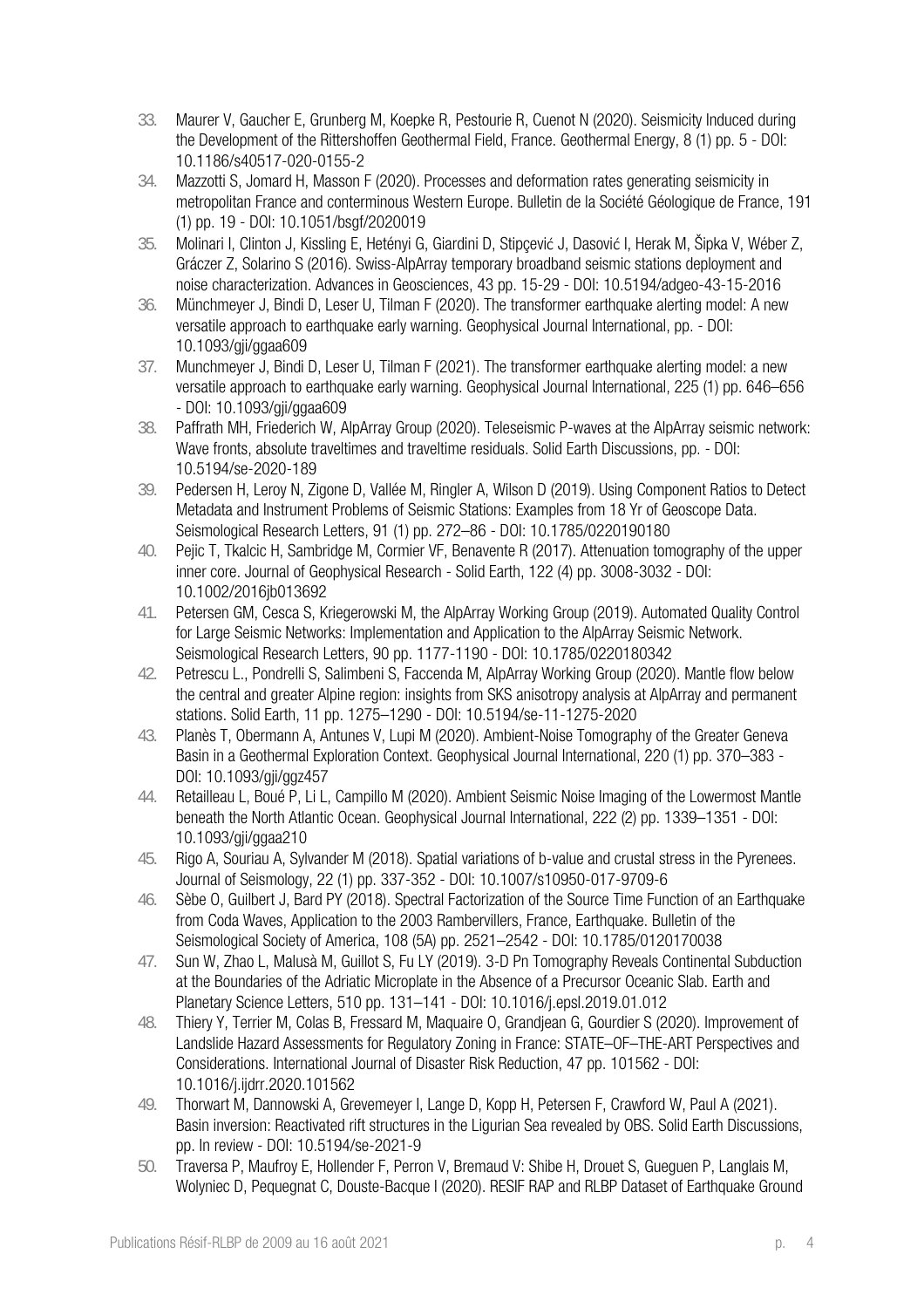33. Maurer V, Gaucher E, Grunberg M, Koepke R, Pestourie R, Cuenot N (2020). Seismicity Induced during the Development of the Rittershoffen Geothermal Field, France. Geothermal Energy, 8 (1) pp. 5 - DOI: 10.1186/s40517-020-0155-2
34. Mazzotti S, Jomard H, Masson F (2020). Processes and deformation rates generating seismicity in metropolitan France and conterminous Western Europe. Bulletin de la Société Géologique de France, 191 (1) pp. 19 - DOI: 10.1051/bsgf/2020019
35. Molinari I, Clinton J, Kissling E, Hetényi G, Giardini D, Stipçević J, Dasović I, Herak M, Šipka V, Wéber Z, Gráczer Z, Solarino S (2016). Swiss-AlpArray temporary broadband seismic stations deployment and noise characterization. Advances in Geosciences, 43 pp. 15-29 - DOI: 10.5194/adgeo-43-15-2016
36. Münchmeyer J, Bindi D, Leser U, Tilman F (2020). The transformer earthquake alerting model: A new versatile approach to earthquake early warning. Geophysical Journal International, pp. - DOI: 10.1093/gji/ggaa609
37. Munchmeyer J, Bindi D, Leser U, Tilman F (2021). The transformer earthquake alerting model: a new versatile approach to earthquake early warning. Geophysical Journal International, 225 (1) pp. 646–656 - DOI: 10.1093/gji/ggaa609
38. Paffrath MH, Friederich W, AlpArray Group (2020). Teleseismic P-waves at the AlpArray seismic network: Wave fronts, absolute traveltimes and traveltime residuals. Solid Earth Discussions, pp. - DOI: 10.5194/se-2020-189
39. Pedersen H, Leroy N, Zigone D, Vallée M, Ringler A, Wilson D (2019). Using Component Ratios to Detect Metadata and Instrument Problems of Seismic Stations: Examples from 18 Yr of Geoscope Data. Seismological Research Letters, 91 (1) pp. 272–86 - DOI: 10.1785/0220190180
40. Pejic T, Tkalcic H, Sambridge M, Cormier VF, Benavente R (2017). Attenuation tomography of the upper inner core. Journal of Geophysical Research - Solid Earth, 122 (4) pp. 3008-3032 - DOI: 10.1002/2016jb013692
41. Petersen GM, Cesca S, Kriegerowski M, the AlpArray Working Group (2019). Automated Quality Control for Large Seismic Networks: Implementation and Application to the AlpArray Seismic Network. Seismological Research Letters, 90 pp. 1177-1190 - DOI: 10.1785/0220180342
42. Petrescu L., Pondrelli S, Salimbeni S, Faccenda M, AlpArray Working Group (2020). Mantle flow below the central and greater Alpine region: insights from SKS anisotropy analysis at AlpArray and permanent stations. Solid Earth, 11 pp. 1275–1290 - DOI: 10.5194/se-11-1275-2020
43. Planès T, Obermann A, Antunes V, Lupi M (2020). Ambient-Noise Tomography of the Greater Geneva Basin in a Geothermal Exploration Context. Geophysical Journal International, 220 (1) pp. 370–383 - DOI: 10.1093/gji/ggz457
44. Retailleau L, Boué P, Li L, Campillo M (2020). Ambient Seismic Noise Imaging of the Lowermost Mantle beneath the North Atlantic Ocean. Geophysical Journal International, 222 (2) pp. 1339–1351 - DOI: 10.1093/gji/ggaa210
45. Rigo A, Souriau A, Sylvander M (2018). Spatial variations of b-value and crustal stress in the Pyrenees. Journal of Seismology, 22 (1) pp. 337-352 - DOI: 10.1007/s10950-017-9709-6
46. Sèbe O, Guilbert J, Bard PY (2018). Spectral Factorization of the Source Time Function of an Earthquake from Coda Waves, Application to the 2003 Rambervillers, France, Earthquake. Bulletin of the Seismological Society of America, 108 (5A) pp. 2521–2542 - DOI: 10.1785/0120170038
47. Sun W, Zhao L, Malusà M, Guillot S, Fu LY (2019). 3-D Pn Tomography Reveals Continental Subduction at the Boundaries of the Adriatic Microplate in the Absence of a Precursor Oceanic Slab. Earth and Planetary Science Letters, 510 pp. 131–141 - DOI: 10.1016/j.epsl.2019.01.012
48. Thiery Y, Terrier M, Colas B, Fressard M, Maquaire O, Grandjean G, Gourdier S (2020). Improvement of Landslide Hazard Assessments for Regulatory Zoning in France: STATE–OF–THE-ART Perspectives and Considerations. International Journal of Disaster Risk Reduction, 47 pp. 101562 - DOI: 10.1016/j.ijdrr.2020.101562
49. Thorwart M, Dannowski A, Grevemeyer I, Lange D, Kopp H, Petersen F, Crawford W, Paul A (2021). Basin inversion: Reactivated rift structures in the Ligurian Sea revealed by OBS. Solid Earth Discussions, pp. In review - DOI: 10.5194/se-2021-9
50. Traversa P, Maufroy E, Hollender F, Perron V, Bremaud V: Shibe H, Drouet S, Gueguen P, Langlais M, Wolyniec D, Pequegnat C, Douste-Bacque I (2020). RESIF RAP and RLBP Dataset of Earthquake Ground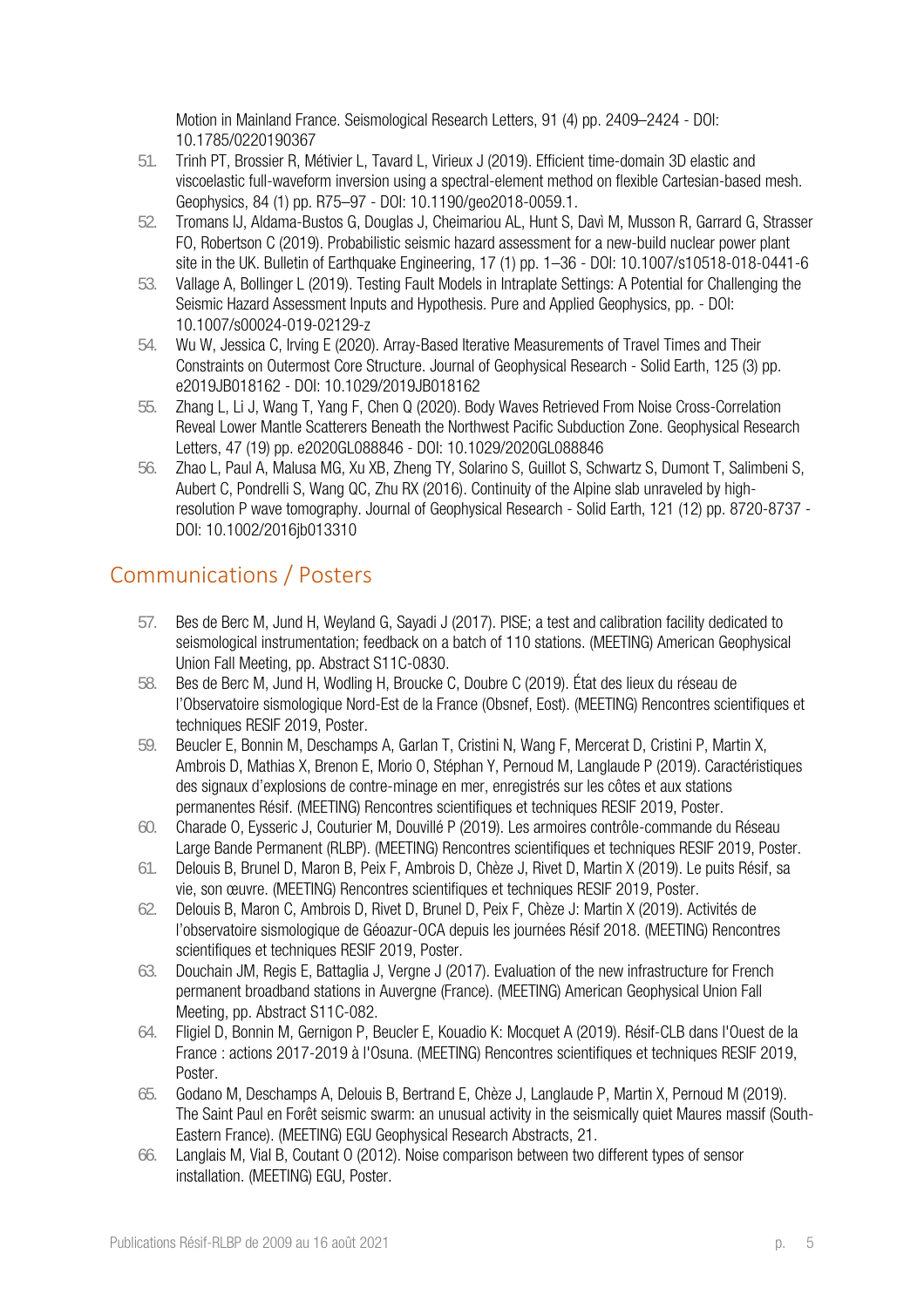Motion in Mainland France. Seismological Research Letters, 91 (4) pp. 2409–2424 - DOI: 10.1785/0220190367

51. Trinh PT, Brossier R, Métivier L, Tavard L, Virieux J (2019). Efficient time-domain 3D elastic and viscoelastic full-waveform inversion using a spectral-element method on flexible Cartesian-based mesh. Geophysics, 84 (1) pp. R75–97 - DOI: 10.1190/geo2018-0059.1.
52. Tromans IJ, Aldama-Bustos G, Douglas J, Cheimariou AL, Hunt S, Davì M, Musson R, Garrard G, Strasser FO, Robertson C (2019). Probabilistic seismic hazard assessment for a new-build nuclear power plant site in the UK. Bulletin of Earthquake Engineering, 17 (1) pp. 1–36 - DOI: 10.1007/s10518-018-0441-6
53. Vallage A, Bollinger L (2019). Testing Fault Models in Intraplate Settings: A Potential for Challenging the Seismic Hazard Assessment Inputs and Hypothesis. Pure and Applied Geophysics, pp. - DOI: 10.1007/s00024-019-02129-z
54. Wu W, Jessica C, Irving E (2020). Array-Based Iterative Measurements of Travel Times and Their Constraints on Outermost Core Structure. Journal of Geophysical Research - Solid Earth, 125 (3) pp. e2019JB018162 - DOI: 10.1029/2019JB018162
55. Zhang L, Li J, Wang T, Yang F, Chen Q (2020). Body Waves Retrieved From Noise Cross-Correlation Reveal Lower Mantle Scatterers Beneath the Northwest Pacific Subduction Zone. Geophysical Research Letters, 47 (19) pp. e2020GL088846 - DOI: 10.1029/2020GL088846
56. Zhao L, Paul A, Malusa MG, Xu XB, Zheng TY, Solarino S, Guillot S, Schwartz S, Dumont T, Salimbeni S, Aubert C, Pondrelli S, Wang QC, Zhu RX (2016). Continuity of the Alpine slab unraveled by high-resolution P wave tomography. Journal of Geophysical Research - Solid Earth, 121 (12) pp. 8720-8737 - DOI: 10.1002/2016jb013310

## Communications / Posters

57. Bes de Berc M, Jund H, Weyland G, Sayadi J (2017). PISE; a test and calibration facility dedicated to seismological instrumentation; feedback on a batch of 110 stations. (MEETING) American Geophysical Union Fall Meeting, pp. Abstract S11C-0830.
58. Bes de Berc M, Jund H, Wodling H, Broucke C, Doubre C (2019). État des lieux du réseau de l'Observatoire sismologique Nord-Est de la France (Obsnef, Eost). (MEETING) Rencontres scientifiques et techniques RESIF 2019, Poster.
59. Beucler E, Bonnin M, Deschamps A, Garlan T, Cristini N, Wang F, Mercerat D, Cristini P, Martin X, Ambrois D, Mathias X, Brenon E, Morio O, Stéphan Y, Pernoud M, Langlaude P (2019). Caractéristiques des signaux d'explosions de contre-minage en mer, enregistrés sur les côtes et aux stations permanentes Résif. (MEETING) Rencontres scientifiques et techniques RESIF 2019, Poster.
60. Charade O, Eysseric J, Couturier M, Douvillé P (2019). Les armoires contrôle-commande du Réseau Large Bande Permanent (RLBP). (MEETING) Rencontres scientifiques et techniques RESIF 2019, Poster.
61. Delouis B, Brunel D, Maron B, Peix F, Ambrois D, Chèze J, Rivet D, Martin X (2019). Le puits Résif, sa vie, son œuvre. (MEETING) Rencontres scientifiques et techniques RESIF 2019, Poster.
62. Delouis B, Maron C, Ambrois D, Rivet D, Brunel D, Peix F, Chèze J: Martin X (2019). Activités de l'observatoire sismologique de Géoazur-OCA depuis les journées Résif 2018. (MEETING) Rencontres scientifiques et techniques RESIF 2019, Poster.
63. Douchain JM, Regis E, Battaglia J, Vergne J (2017). Evaluation of the new infrastructure for French permanent broadband stations in Auvergne (France). (MEETING) American Geophysical Union Fall Meeting, pp. Abstract S11C-082.
64. Fligiel D, Bonnin M, Gernigon P, Beucler E, Kouadio K: Mocquet A (2019). Résif-CLB dans l'Ouest de la France : actions 2017-2019 à l'Osuna. (MEETING) Rencontres scientifiques et techniques RESIF 2019, Poster.
65. Godano M, Deschamps A, Delouis B, Bertrand E, Chèze J, Langlaude P, Martin X, Pernoud M (2019). The Saint Paul en Forêt seismic swarm: an unusual activity in the seismically quiet Maures massif (South-Eastern France). (MEETING) EGU Geophysical Research Abstracts, 21.
66. Langlais M, Vial B, Coutant O (2012). Noise comparison between two different types of sensor installation. (MEETING) EGU, Poster.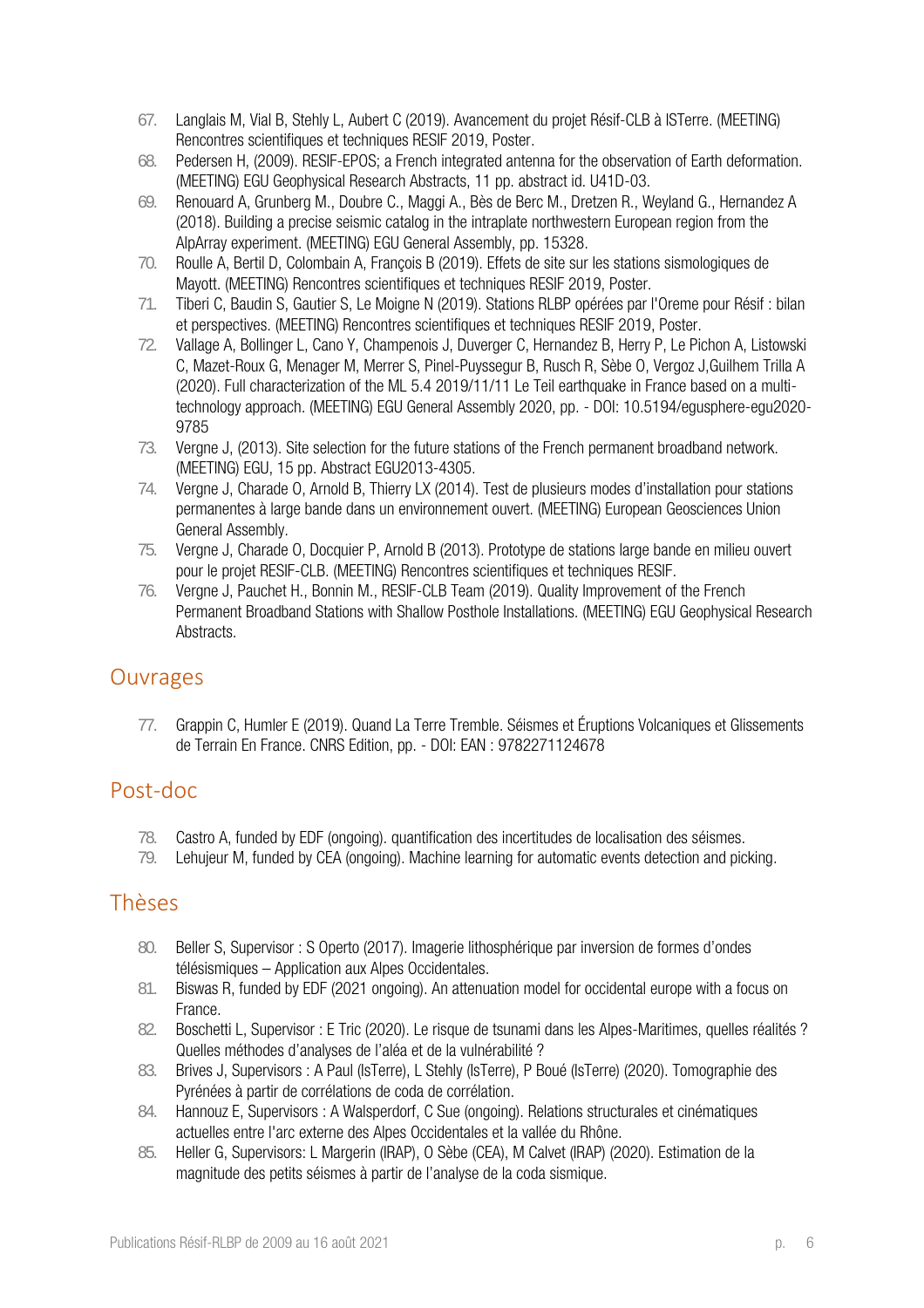67. Langlais M, Vial B, Stehly L, Aubert C (2019). Avancement du projet Résif-CLB à ISTerre. (MEETING) Rencontres scientifiques et techniques RESIF 2019, Poster.
68. Pedersen H, (2009). RESIF-EPOS; a French integrated antenna for the observation of Earth deformation. (MEETING) EGU Geophysical Research Abstracts, 11 pp. abstract id. U41D-03.
69. Renouard A, Grunberg M., Doubre C., Maggi A., Bès de Berc M., Dretzen R., Weyland G., Hernandez A (2018). Building a precise seismic catalog in the intraplate northwestern European region from the AlpArray experiment. (MEETING) EGU General Assembly, pp. 15328.
70. Roulle A, Bertil D, Colombain A, François B (2019). Effets de site sur les stations sismologiques de Mayott. (MEETING) Rencontres scientifiques et techniques RESIF 2019, Poster.
71. Tiberi C, Baudin S, Gautier S, Le Moigne N (2019). Stations RLBP opérées par l'Oreme pour Résif : bilan et perspectives. (MEETING) Rencontres scientifiques et techniques RESIF 2019, Poster.
72. Vallage A, Bollinger L, Cano Y, Champenois J, Duverger C, Hernandez B, Herry P, Le Pichon A, Listowski C, Mazet-Roux G, Menager M, Merrer S, Pinel-Puyssegur B, Rusch R, Sèbe O, Vergoz J,Guilhem Trilla A (2020). Full characterization of the ML 5.4 2019/11/11 Le Teil earthquake in France based on a multi-technology approach. (MEETING) EGU General Assembly 2020, pp. - DOI: 10.5194/egusphere-egu2020-9785
73. Vergne J, (2013). Site selection for the future stations of the French permanent broadband network. (MEETING) EGU, 15 pp. Abstract EGU2013-4305.
74. Vergne J, Charade O, Arnold B, Thierry LX (2014). Test de plusieurs modes d'installation pour stations permanentes à large bande dans un environnement ouvert. (MEETING) European Geosciences Union General Assembly.
75. Vergne J, Charade O, Docquier P, Arnold B (2013). Prototype de stations large bande en milieu ouvert pour le projet RESIF-CLB. (MEETING) Rencontres scientifiques et techniques RESIF.
76. Vergne J, Pauchet H., Bonnin M., RESIF-CLB Team (2019). Quality Improvement of the French Permanent Broadband Stations with Shallow Posthole Installations. (MEETING) EGU Geophysical Research Abstracts.

## Ouvrages

77. Grappin C, Humler E (2019). Quand La Terre Tremble. Séismes et Éruptions Volcaniques et Glissements de Terrain En France. CNRS Edition, pp. - DOI: EAN : 9782271124678

## Post-doc

78. Castro A, funded by EDF (ongoing). quantification des incertitudes de localisation des séismes.
79. Lehujeur M, funded by CEA (ongoing). Machine learning for automatic events detection and picking.

## Thèses

80. Beller S, Supervisor : S Operto (2017). Imagerie lithosphérique par inversion de formes d'ondes télésismiques – Application aux Alpes Occidentales.
81. Biswas R, funded by EDF (2021 ongoing). An attenuation model for occidental europe with a focus on France.
82. Boschetti L, Supervisor : E Tric (2020). Le risque de tsunami dans les Alpes-Maritimes, quelles réalités ? Quelles méthodes d'analyses de l'aléa et de la vulnérabilité ?
83. Brives J, Supervisors : A Paul (IsTerre), L Stehly (IsTerre), P Boué (IsTerre) (2020). Tomographie des Pyrénées à partir de corrélations de coda de corrélation.
84. Hannouz E, Supervisors : A Walsperdorf, C Sue (ongoing). Relations structurales et cinématiques actuelles entre l'arc externe des Alpes Occidentales et la vallée du Rhône.
85. Heller G, Supervisors: L Margerin (IRAP), O Sèbe (CEA), M Calvet (IRAP) (2020). Estimation de la magnitude des petits séismes à partir de l'analyse de la coda sismique.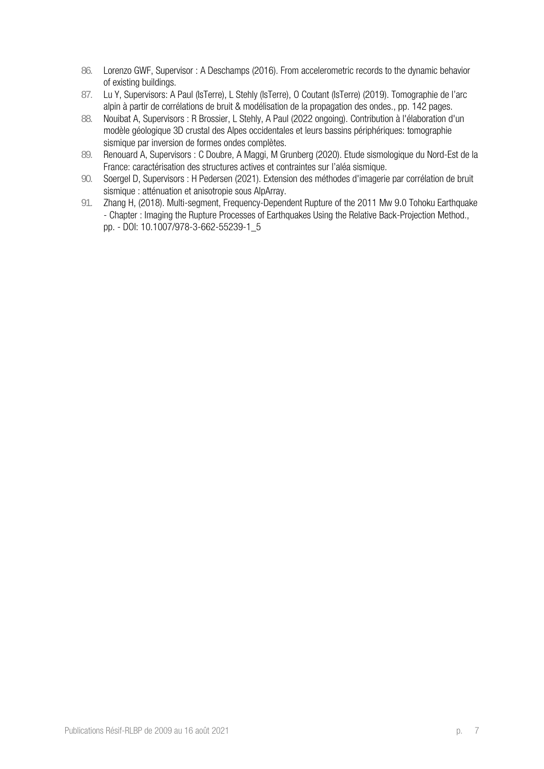86. Lorenzo GWF, Supervisor : A Deschamps (2016). From accelerometric records to the dynamic behavior of existing buildings.
87. Lu Y, Supervisors: A Paul (IsTerre), L Stehly (IsTerre), O Coutant (IsTerre) (2019). Tomographie de l'arc alpin à partir de corrélations de bruit & modélisation de la propagation des ondes., pp. 142 pages.
88. Nouibat A, Supervisors : R Brossier, L Stehly, A Paul (2022 ongoing). Contribution à l'élaboration d'un modèle géologique 3D crustal des Alpes occidentales et leurs bassins périphériques: tomographie sismique par inversion de formes ondes complètes.
89. Renouard A, Supervisors : C Doubre, A Maggi, M Grunberg (2020). Etude sismologique du Nord-Est de la France: caractérisation des structures actives et contraintes sur l'aléa sismique.
90. Soergel D, Supervisors : H Pedersen (2021). Extension des méthodes d'imagerie par corrélation de bruit sismique : atténuation et anisotropie sous AlpArray.
91. Zhang H, (2018). Multi-segment, Frequency-Dependent Rupture of the 2011 Mw 9.0 Tohoku Earthquake - Chapter : Imaging the Rupture Processes of Earthquakes Using the Relative Back-Projection Method., pp. - DOI: 10.1007/978-3-662-55239-1_5